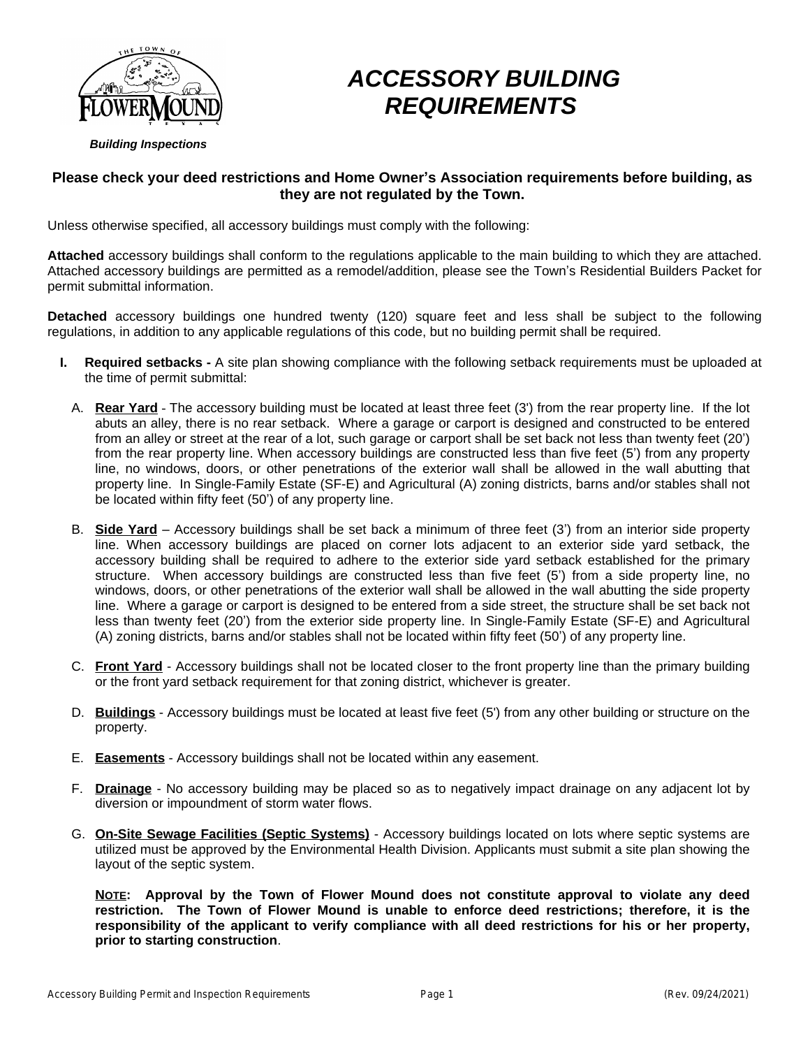# ACCESSORY BUILDING REQUIREMENTS

*Building Inspections*

**Please check your deed restrictions and Home Owner's Association requirements before building, as they are not regulated by the Town.**

Unless otherwise specified, all accessory buildings must comply with the following:

**Attached** accessory buildings shall conform to the regulations applicable to the main building to which they are attached. Attached accessory buildings are permitted as a remodel/addition, please see the Town's Residential Builders Packet for permit submittal information.

**Detached** accessory buildings one hundred twenty (120) square feet and less shall be subject to the following regulations, in addition to any applicable regulations of this code, but no building permit shall be required.

**I. Required setbacks -** A site plan showing compliance with the following setback requirements must be uploaded at the time of permit submittal:

A. **Rear Yard** - The accessory building must be located at least three feet (3') from the rear property line. If the lot abuts an alley, there is no rear setback. Where a garage or carport is designed and constructed to be entered from an alley or street at the rear of a lot, such garage or carport shall be set back not less than twenty feet (20') from the rear property line. When accessory buildings are constructed less than five feet (5') from any property line, no windows, doors, or other penetrations of the exterior wall shall be allowed in the wall abutting that property line. In Single-Family Estate (SF-E) and Agricultural (A) zoning districts, barns and/or stables shall not be located within fifty feet (50') of any property line.

B. **Side Yard** – Accessory buildings shall be set back a minimum of three feet (3') from an interior side property line. When accessory buildings are placed on corner lots adjacent to an exterior side yard setback, the accessory building shall be required to adhere to the exterior side yard setback established for the primary structure. When accessory buildings are constructed less than five feet (5') from a side property line, no windows, doors, or other penetrations of the exterior wall shall be allowed in the wall abutting the side property line. Where a garage or carport is designed to be entered from a side street, the structure shall be set back not less than twenty feet (20') from the exterior side property line. In Single-Family Estate (SF-E) and Agricultural (A) zoning districts, barns and/or stables shall not be located within fifty feet (50') of any property line.

C. **Front Yard** - Accessory buildings shall not be located closer to the front property line than the primary building or the front yard setback requirement for that zoning district, whichever is greater.

D. **Buildings** - Accessory buildings must be located at least five feet (5') from any other building or structure on the property.

E. **Easements** - Accessory buildings shall not be located within any easement.

F. **Drainage** - No accessory building may be placed so as to negatively impact drainage on any adjacent lot by diversion or impoundment of storm water flows.

G. **On-Site Sewage Facilities (Septic Systems)** - Accessory buildings located on lots where septic systems are utilized must be approved by the Environmental Health Division. Applicants must submit a site plan showing the layout of the septic system.

**NOTE: Approval by the Town of Flower Mound does not constitute approval to violate any deed restriction. The Town of Flower Mound is unable to enforce deed restrictions; therefore, it is the responsibility of the applicant to verify compliance with all deed restrictions for his or her property, prior to starting construction**.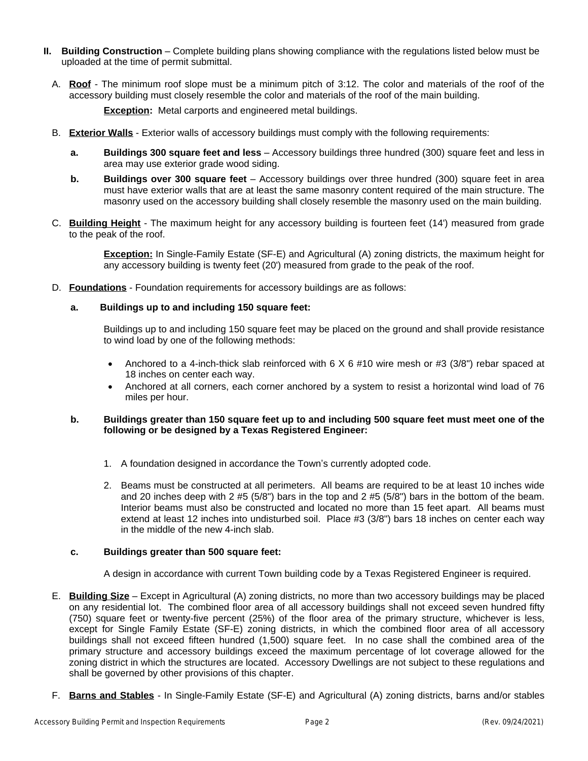**II. Building Construction** – Complete building plans showing compliance with the regulations listed below must be uploaded at the time of permit submittal.

A. **Roof** - The minimum roof slope must be a minimum pitch of 3:12. The color and materials of the roof of the accessory building must closely resemble the color and materials of the roof of the main building.

**Exception:** Metal carports and engineered metal buildings.

B. **Exterior Walls** - Exterior walls of accessory buildings must comply with the following requirements:

**a. Buildings 300 square feet and less** – Accessory buildings three hundred (300) square feet and less in area may use exterior grade wood siding.

**b. Buildings over 300 square feet** – Accessory buildings over three hundred (300) square feet in area must have exterior walls that are at least the same masonry content required of the main structure. The masonry used on the accessory building shall closely resemble the masonry used on the main building.

C. **Building Height** - The maximum height for any accessory building is fourteen feet (14') measured from grade to the peak of the roof.

**Exception:** In Single-Family Estate (SF-E) and Agricultural (A) zoning districts, the maximum height for any accessory building is twenty feet (20') measured from grade to the peak of the roof.

D. **Foundations** - Foundation requirements for accessory buildings are as follows:

**a. Buildings up to and including 150 square feet:**

Buildings up to and including 150 square feet may be placed on the ground and shall provide resistance to wind load by one of the following methods:

- Anchored to a 4-inch-thick slab reinforced with 6 X 6 #10 wire mesh or #3 (3/8") rebar spaced at 18 inches on center each way.
- Anchored at all corners, each corner anchored by a system to resist a horizontal wind load of 76 miles per hour.

**b. Buildings greater than 150 square feet up to and including 500 square feet must meet one of the following or be designed by a Texas Registered Engineer:**

1. A foundation designed in accordance the Town's currently adopted code.
2. Beams must be constructed at all perimeters. All beams are required to be at least 10 inches wide and 20 inches deep with 2 #5 (5/8") bars in the top and 2 #5 (5/8") bars in the bottom of the beam. Interior beams must also be constructed and located no more than 15 feet apart. All beams must extend at least 12 inches into undisturbed soil. Place #3 (3/8") bars 18 inches on center each way in the middle of the new 4-inch slab.

**c. Buildings greater than 500 square feet:**

A design in accordance with current Town building code by a Texas Registered Engineer is required.

E. **Building Size** – Except in Agricultural (A) zoning districts, no more than two accessory buildings may be placed on any residential lot. The combined floor area of all accessory buildings shall not exceed seven hundred fifty (750) square feet or twenty-five percent (25%) of the floor area of the primary structure, whichever is less, except for Single Family Estate (SF-E) zoning districts, in which the combined floor area of all accessory buildings shall not exceed fifteen hundred (1,500) square feet. In no case shall the combined area of the primary structure and accessory buildings exceed the maximum percentage of lot coverage allowed for the zoning district in which the structures are located. Accessory Dwellings are not subject to these regulations and shall be governed by other provisions of this chapter.

F. **Barns and Stables** - In Single-Family Estate (SF-E) and Agricultural (A) zoning districts, barns and/or stables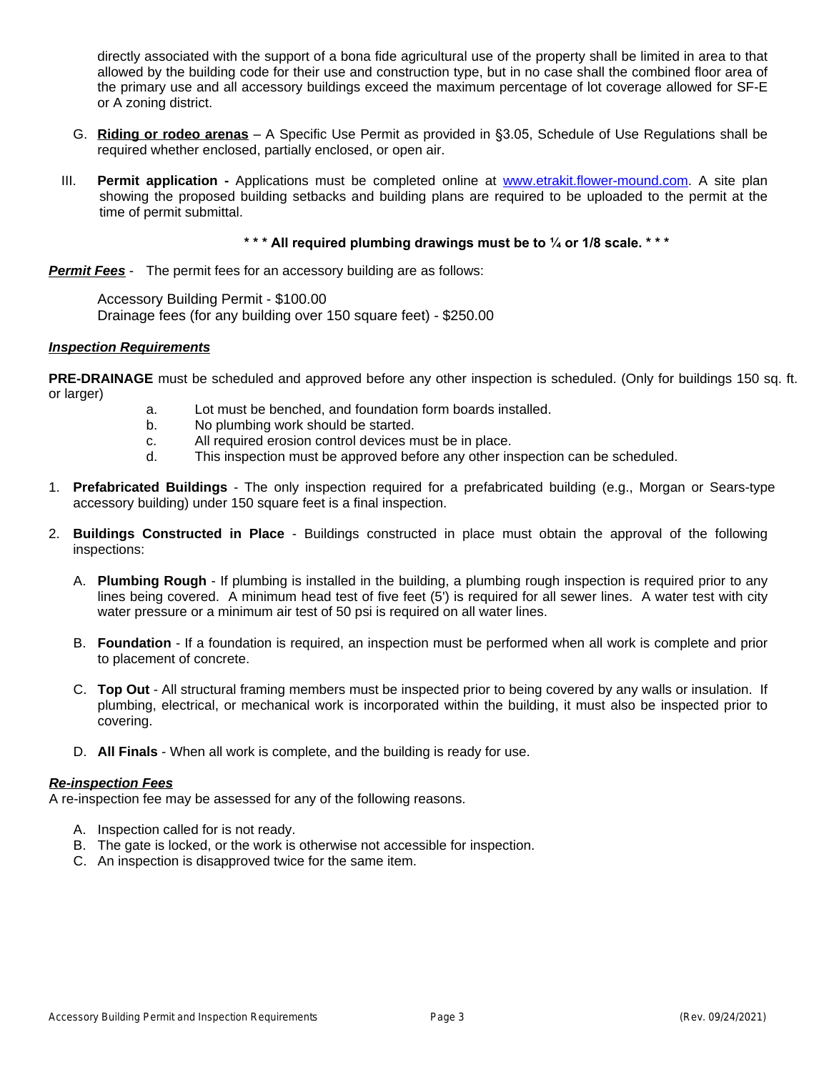directly associated with the support of a bona fide agricultural use of the property shall be limited in area to that allowed by the building code for their use and construction type, but in no case shall the combined floor area of the primary use and all accessory buildings exceed the maximum percentage of lot coverage allowed for SF-E or A zoning district.

G. **Riding or rodeo arenas** – A Specific Use Permit as provided in §3.05, Schedule of Use Regulations shall be required whether enclosed, partially enclosed, or open air.

III. **Permit application -** Applications must be completed online at [www.etrakit.flower-mound.com](http://www.etrakit.flower-mound.com). A site plan showing the proposed building setbacks and building plans are required to be uploaded to the permit at the time of permit submittal.

**\* \* \* All required plumbing drawings must be to ¼ or 1/8 scale. \* \* \***

***Permit Fees*** - The permit fees for an accessory building are as follows:

Accessory Building Permit - $100.00
Drainage fees (for any building over 150 square feet) - $250.00

***Inspection Requirements***

**PRE-DRAINAGE** must be scheduled and approved before any other inspection is scheduled. (Only for buildings 150 sq. ft. or larger)

a. Lot must be benched, and foundation form boards installed.
b. No plumbing work should be started.
c. All required erosion control devices must be in place.
d. This inspection must be approved before any other inspection can be scheduled.

1. **Prefabricated Buildings** - The only inspection required for a prefabricated building (e.g., Morgan or Sears-type accessory building) under 150 square feet is a final inspection.

2. **Buildings Constructed in Place** - Buildings constructed in place must obtain the approval of the following inspections:

   A. **Plumbing Rough** - If plumbing is installed in the building, a plumbing rough inspection is required prior to any lines being covered. A minimum head test of five feet (5') is required for all sewer lines. A water test with city water pressure or a minimum air test of 50 psi is required on all water lines.

   B. **Foundation** - If a foundation is required, an inspection must be performed when all work is complete and prior to placement of concrete.

   C. **Top Out** - All structural framing members must be inspected prior to being covered by any walls or insulation. If plumbing, electrical, or mechanical work is incorporated within the building, it must also be inspected prior to covering.

   D. **All Finals** - When all work is complete, and the building is ready for use.

***Re-inspection Fees***

A re-inspection fee may be assessed for any of the following reasons.

A. Inspection called for is not ready.
B. The gate is locked, or the work is otherwise not accessible for inspection.
C. An inspection is disapproved twice for the same item.